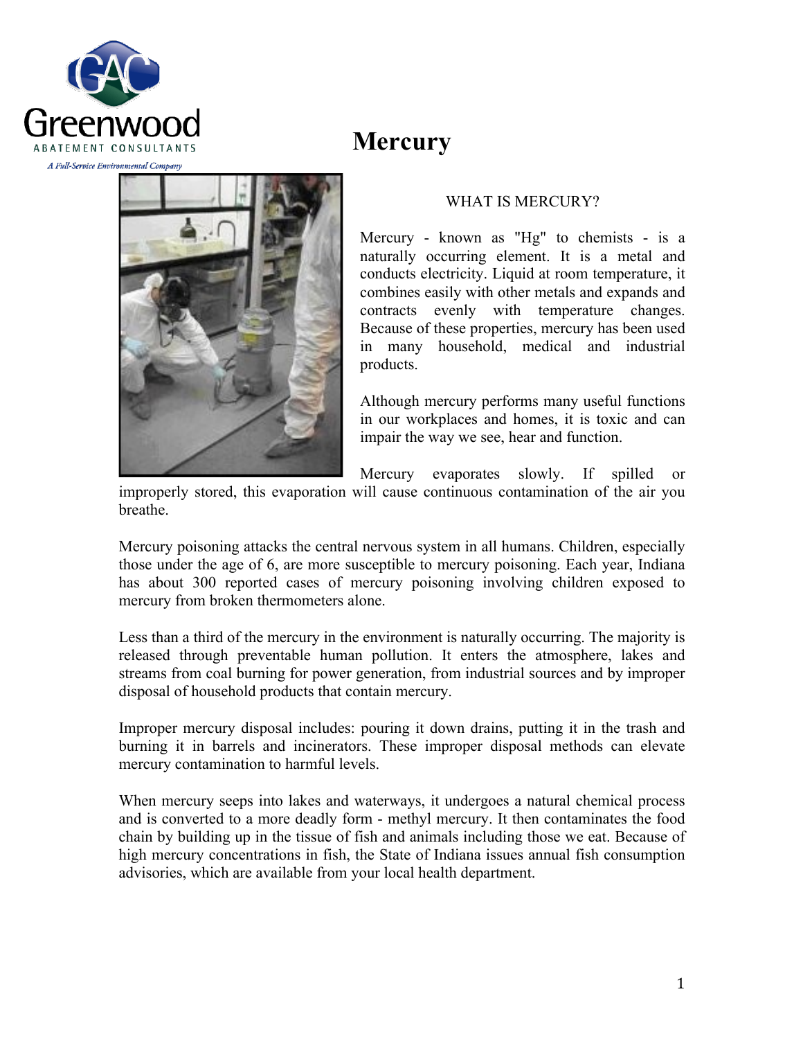# Mercury

## WHAT IS MERCURY?

Mercury - known as "Hg" to chemists - is a naturally occurring element. It is a metal and conducts electricity. Liquid at room temperature, it combines easily with other metals and expands and contracts evenly with temperature changes. Because of these properties, mercury has been used in many household, medical and industrial products.

Although mercury performs many useful functions in our workplaces and homes, it is toxic and can impair the way we see, hear and function.

Mercury evaporates slowly. If spilled or improperly stored, this evaporation will cause continuous contamination of the air you breathe.

Mercury poisoning attacks the central nervous system in all humans. Children, especially those under the age of 6, are more susceptible to mercury poisoning. Each year, Indiana has about 300 reported cases of mercury poisoning involving children exposed to mercury from broken thermometers alone.

Less than a third of the mercury in the environment is naturally occurring. The majority is released through preventable human pollution. It enters the atmosphere, lakes and streams from coal burning for power generation, from industrial sources and by improper disposal of household products that contain mercury.

Improper mercury disposal includes: pouring it down drains, putting it in the trash and burning it in barrels and incinerators. These improper disposal methods can elevate mercury contamination to harmful levels.

When mercury seeps into lakes and waterways, it undergoes a natural chemical process and is converted to a more deadly form - methyl mercury. It then contaminates the food chain by building up in the tissue of fish and animals including those we eat. Because of high mercury concentrations in fish, the State of Indiana issues annual fish consumption advisories, which are available from your local health department.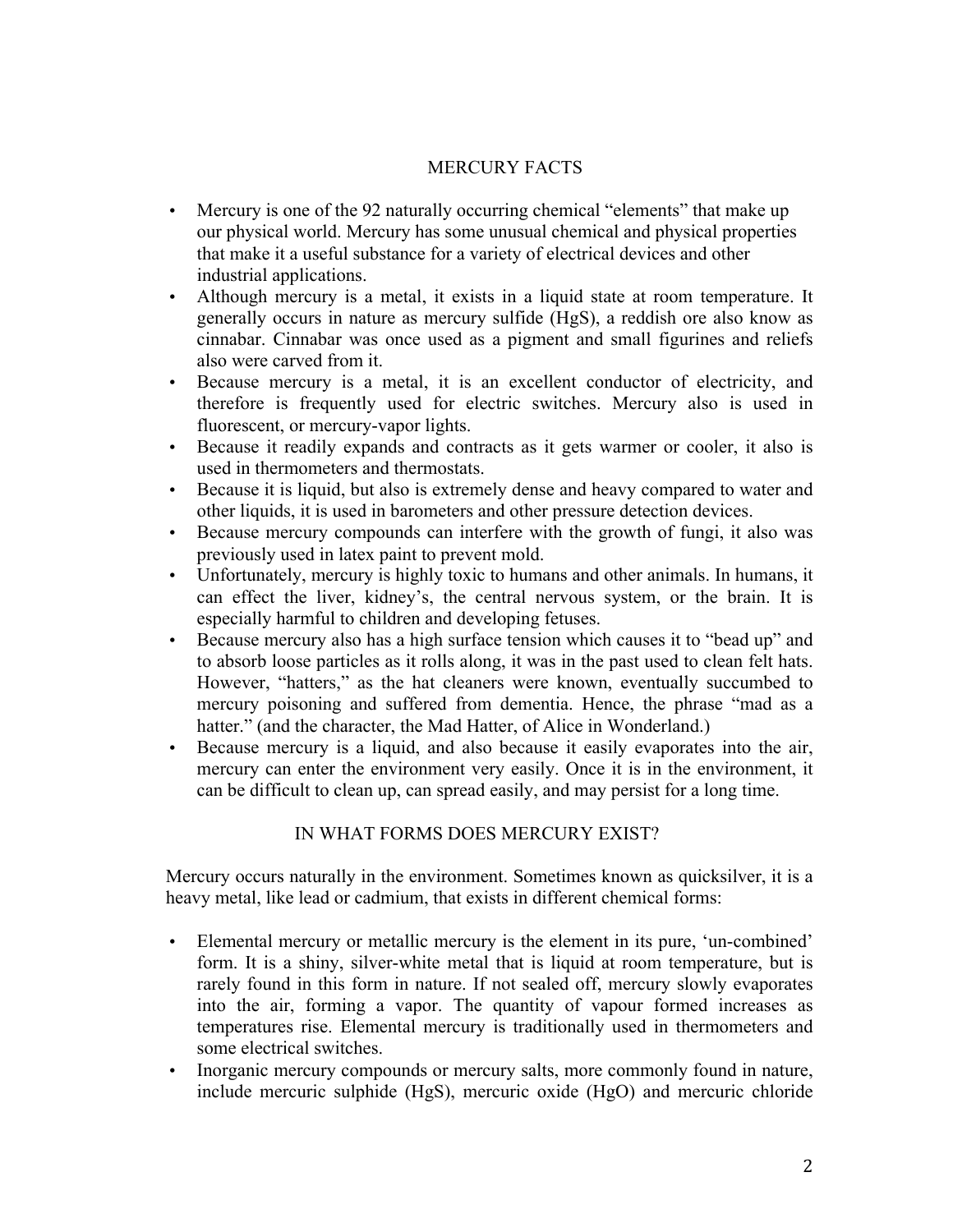## MERCURY FACTS

- Mercury is one of the 92 naturally occurring chemical "elements" that make up our physical world. Mercury has some unusual chemical and physical properties that make it a useful substance for a variety of electrical devices and other industrial applications.
- Although mercury is a metal, it exists in a liquid state at room temperature. It generally occurs in nature as mercury sulfide ($HgS$), a reddish ore also know as cinnabar. Cinnabar was once used as a pigment and small figurines and reliefs also were carved from it.
- Because mercury is a metal, it is an excellent conductor of electricity, and therefore is frequently used for electric switches. Mercury also is used in fluorescent, or mercury-vapor lights.
- Because it readily expands and contracts as it gets warmer or cooler, it also is used in thermometers and thermostats.
- Because it is liquid, but also is extremely dense and heavy compared to water and other liquids, it is used in barometers and other pressure detection devices.
- Because mercury compounds can interfere with the growth of fungi, it also was previously used in latex paint to prevent mold.
- Unfortunately, mercury is highly toxic to humans and other animals. In humans, it can effect the liver, kidney's, the central nervous system, or the brain. It is especially harmful to children and developing fetuses.
- Because mercury also has a high surface tension which causes it to "bead up" and to absorb loose particles as it rolls along, it was in the past used to clean felt hats. However, "hatters," as the hat cleaners were known, eventually succumbed to mercury poisoning and suffered from dementia. Hence, the phrase "mad as a hatter." (and the character, the Mad Hatter, of Alice in Wonderland.)
- Because mercury is a liquid, and also because it easily evaporates into the air, mercury can enter the environment very easily. Once it is in the environment, it can be difficult to clean up, can spread easily, and may persist for a long time.

## IN WHAT FORMS DOES MERCURY EXIST?

Mercury occurs naturally in the environment. Sometimes known as quicksilver, it is a heavy metal, like lead or cadmium, that exists in different chemical forms:

- Elemental mercury or metallic mercury is the element in its pure, 'un-combined' form. It is a shiny, silver-white metal that is liquid at room temperature, but is rarely found in this form in nature. If not sealed off, mercury slowly evaporates into the air, forming a vapor. The quantity of vapour formed increases as temperatures rise. Elemental mercury is traditionally used in thermometers and some electrical switches.
- Inorganic mercury compounds or mercury salts, more commonly found in nature, include mercuric sulphide ($HgS$), mercuric oxide ($HgO$) and mercuric chloride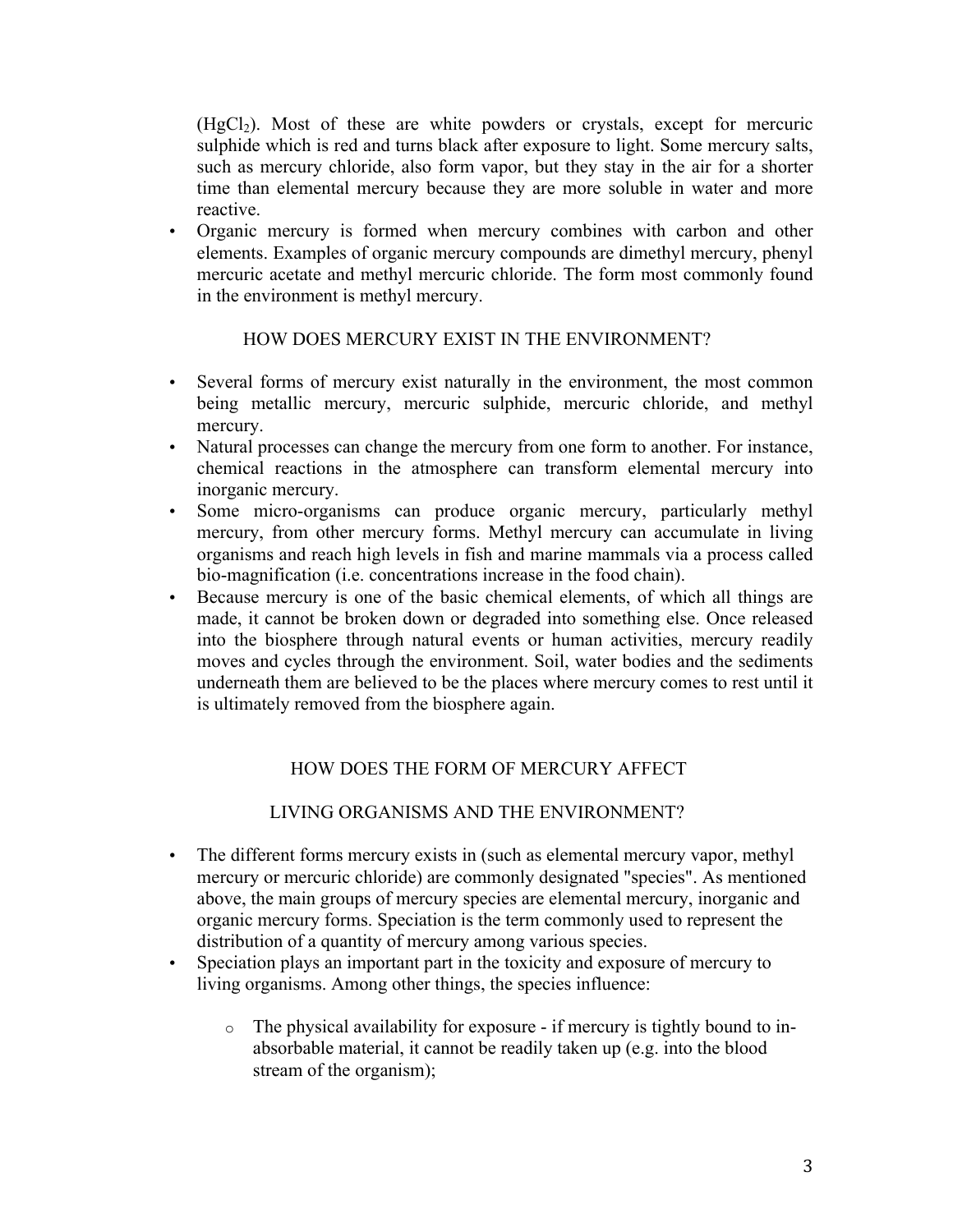($HgCl_2$). Most of these are white powders or crystals, except for mercuric sulphide which is red and turns black after exposure to light. Some mercury salts, such as mercury chloride, also form vapor, but they stay in the air for a shorter time than elemental mercury because they are more soluble in water and more reactive.

- Organic mercury is formed when mercury combines with carbon and other elements. Examples of organic mercury compounds are dimethyl mercury, phenyl mercuric acetate and methyl mercuric chloride. The form most commonly found in the environment is methyl mercury.

## HOW DOES MERCURY EXIST IN THE ENVIRONMENT?

- Several forms of mercury exist naturally in the environment, the most common being metallic mercury, mercuric sulphide, mercuric chloride, and methyl mercury.
- Natural processes can change the mercury from one form to another. For instance, chemical reactions in the atmosphere can transform elemental mercury into inorganic mercury.
- Some micro-organisms can produce organic mercury, particularly methyl mercury, from other mercury forms. Methyl mercury can accumulate in living organisms and reach high levels in fish and marine mammals via a process called bio-magnification (i.e. concentrations increase in the food chain).
- Because mercury is one of the basic chemical elements, of which all things are made, it cannot be broken down or degraded into something else. Once released into the biosphere through natural events or human activities, mercury readily moves and cycles through the environment. Soil, water bodies and the sediments underneath them are believed to be the places where mercury comes to rest until it is ultimately removed from the biosphere again.

## HOW DOES THE FORM OF MERCURY AFFECT LIVING ORGANISMS AND THE ENVIRONMENT?

- The different forms mercury exists in (such as elemental mercury vapor, methyl mercury or mercuric chloride) are commonly designated "species". As mentioned above, the main groups of mercury species are elemental mercury, inorganic and organic mercury forms. Speciation is the term commonly used to represent the distribution of a quantity of mercury among various species.
- Speciation plays an important part in the toxicity and exposure of mercury to living organisms. Among other things, the species influence:
  - The physical availability for exposure - if mercury is tightly bound to in-absorbable material, it cannot be readily taken up (e.g. into the blood stream of the organism);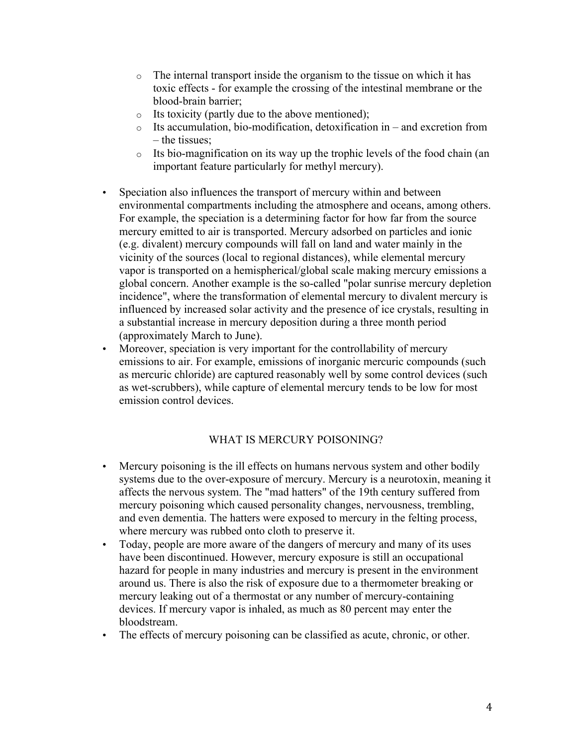- The internal transport inside the organism to the tissue on which it has toxic effects - for example the crossing of the intestinal membrane or the blood-brain barrier;
   - Its toxicity (partly due to the above mentioned);
   - Its accumulation, bio-modification, detoxification in – and excretion from – the tissues;
   - Its bio-magnification on its way up the trophic levels of the food chain (an important feature particularly for methyl mercury).

- Speciation also influences the transport of mercury within and between environmental compartments including the atmosphere and oceans, among others. For example, the speciation is a determining factor for how far from the source mercury emitted to air is transported. Mercury adsorbed on particles and ionic (e.g. divalent) mercury compounds will fall on land and water mainly in the vicinity of the sources (local to regional distances), while elemental mercury vapor is transported on a hemispherical/global scale making mercury emissions a global concern. Another example is the so-called "polar sunrise mercury depletion incidence", where the transformation of elemental mercury to divalent mercury is influenced by increased solar activity and the presence of ice crystals, resulting in a substantial increase in mercury deposition during a three month period (approximately March to June).
- Moreover, speciation is very important for the controllability of mercury emissions to air. For example, emissions of inorganic mercuric compounds (such as mercuric chloride) are captured reasonably well by some control devices (such as wet-scrubbers), while capture of elemental mercury tends to be low for most emission control devices.

## WHAT IS MERCURY POISONING?

- Mercury poisoning is the ill effects on humans nervous system and other bodily systems due to the over-exposure of mercury. Mercury is a neurotoxin, meaning it affects the nervous system. The "mad hatters" of the 19th century suffered from mercury poisoning which caused personality changes, nervousness, trembling, and even dementia. The hatters were exposed to mercury in the felting process, where mercury was rubbed onto cloth to preserve it.
- Today, people are more aware of the dangers of mercury and many of its uses have been discontinued. However, mercury exposure is still an occupational hazard for people in many industries and mercury is present in the environment around us. There is also the risk of exposure due to a thermometer breaking or mercury leaking out of a thermostat or any number of mercury-containing devices. If mercury vapor is inhaled, as much as 80 percent may enter the bloodstream.
- The effects of mercury poisoning can be classified as acute, chronic, or other.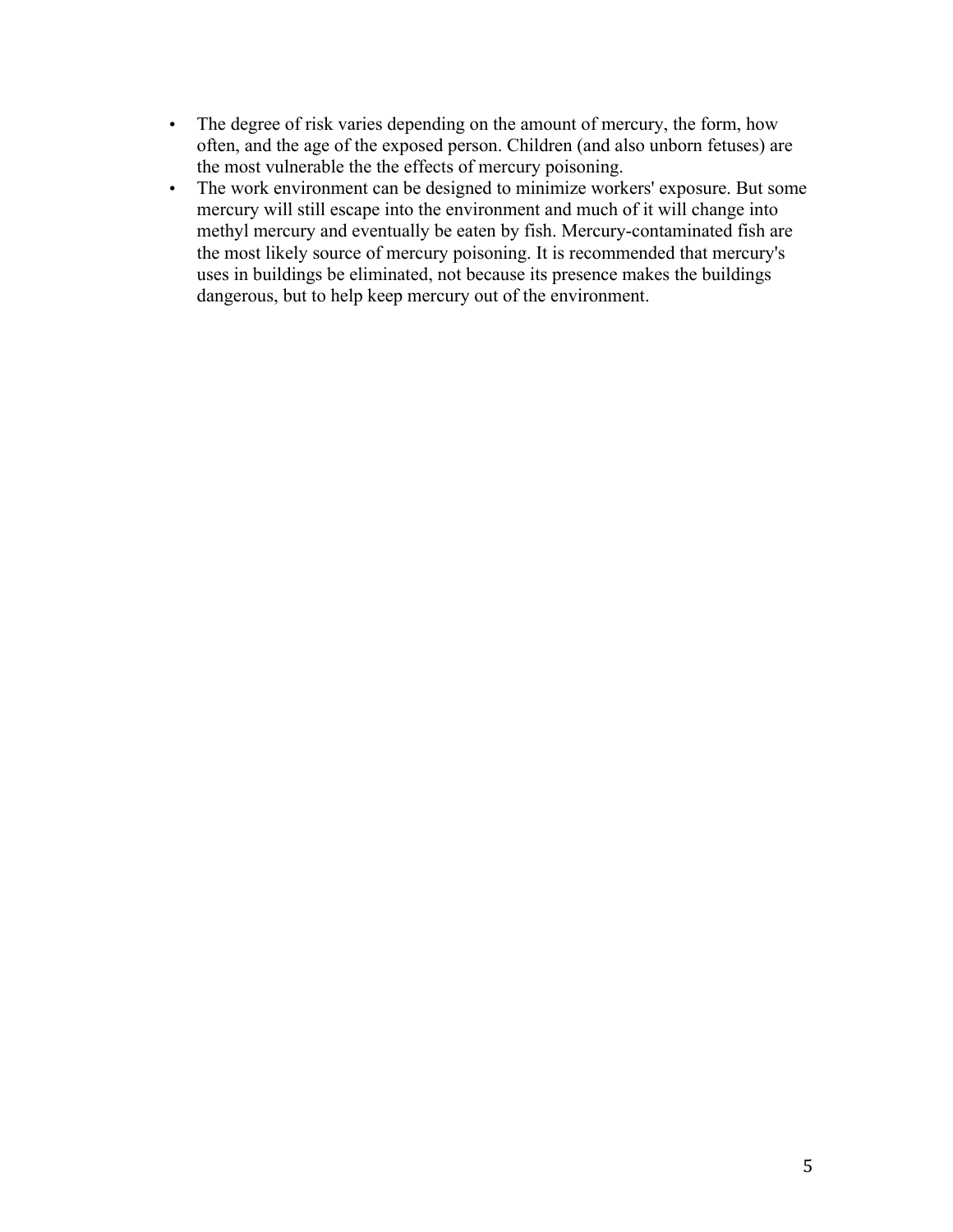- The degree of risk varies depending on the amount of mercury, the form, how often, and the age of the exposed person. Children (and also unborn fetuses) are the most vulnerable the the effects of mercury poisoning.
- The work environment can be designed to minimize workers' exposure. But some mercury will still escape into the environment and much of it will change into methyl mercury and eventually be eaten by fish. Mercury-contaminated fish are the most likely source of mercury poisoning. It is recommended that mercury's uses in buildings be eliminated, not because its presence makes the buildings dangerous, but to help keep mercury out of the environment.